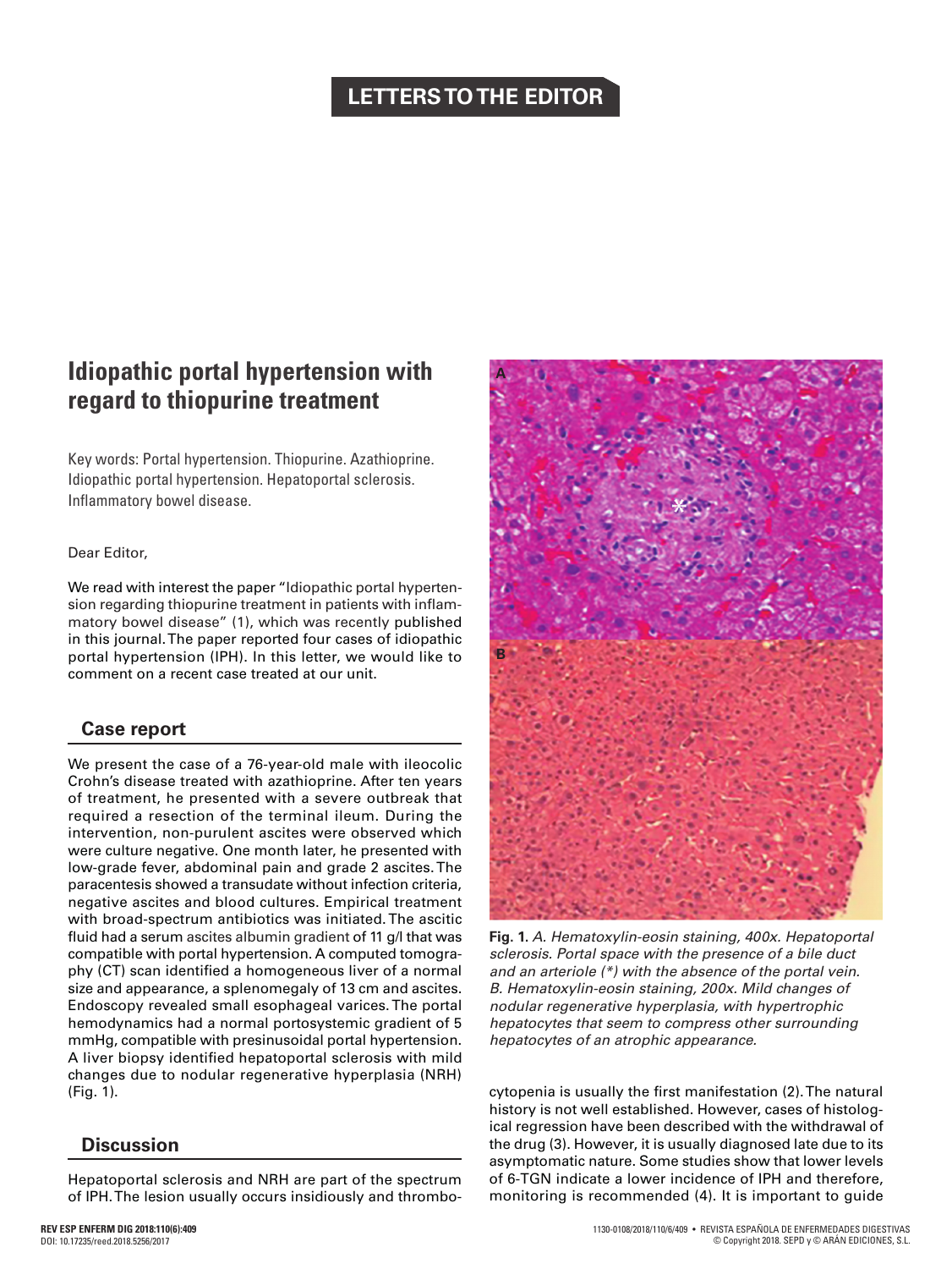LETTERS TO THE EDITOR

# Idiopathic portal hypertension with regard to thiopurine treatment

Key words: Portal hypertension. Thiopurine. Azathioprine. Idiopathic portal hypertension. Hepatoportal sclerosis. Inflammatory bowel disease.

Dear Editor,

We read with interest the paper "Idiopathic portal hypertension regarding thiopurine treatment in patients with inflammatory bowel disease" (1), which was recently published in this journal. The paper reported four cases of idiopathic portal hypertension (IPH). In this letter, we would like to comment on a recent case treated at our unit.

## Case report

We present the case of a 76-year-old male with ileocolic Crohn's disease treated with azathioprine. After ten years of treatment, he presented with a severe outbreak that required a resection of the terminal ileum. During the intervention, non-purulent ascites were observed which were culture negative. One month later, he presented with low-grade fever, abdominal pain and grade 2 ascites. The paracentesis showed a transudate without infection criteria, negative ascites and blood cultures. Empirical treatment with broad-spectrum antibiotics was initiated. The ascitic fluid had a serum ascites albumin gradient of 11 g/l that was compatible with portal hypertension. A computed tomography (CT) scan identified a homogeneous liver of a normal size and appearance, a splenomegaly of 13 cm and ascites. Endoscopy revealed small esophageal varices. The portal hemodynamics had a normal portosystemic gradient of 5 mmHg, compatible with presinusoidal portal hypertension. A liver biopsy identified hepatoportal sclerosis with mild changes due to nodular regenerative hyperplasia (NRH) (Fig. 1).

**Fig. 1.** *A. Hematoxylin-eosin staining, 400x. Hepatoportal sclerosis. Portal space with the presence of a bile duct and an arteriole (*) with the absence of the portal vein. B. Hematoxylin-eosin staining, 200x. Mild changes of nodular regenerative hyperplasia, with hypertrophic hepatocytes that seem to compress other surrounding hepatocytes of an atrophic appearance.*

## Discussion

Hepatoportal sclerosis and NRH are part of the spectrum of IPH. The lesion usually occurs insidiously and thrombocytopenia is usually the first manifestation (2). The natural history is not well established. However, cases of histological regression have been described with the withdrawal of the drug (3). However, it is usually diagnosed late due to its asymptomatic nature. Some studies show that lower levels of 6-TGN indicate a lower incidence of IPH and therefore, monitoring is recommended (4). It is important to guide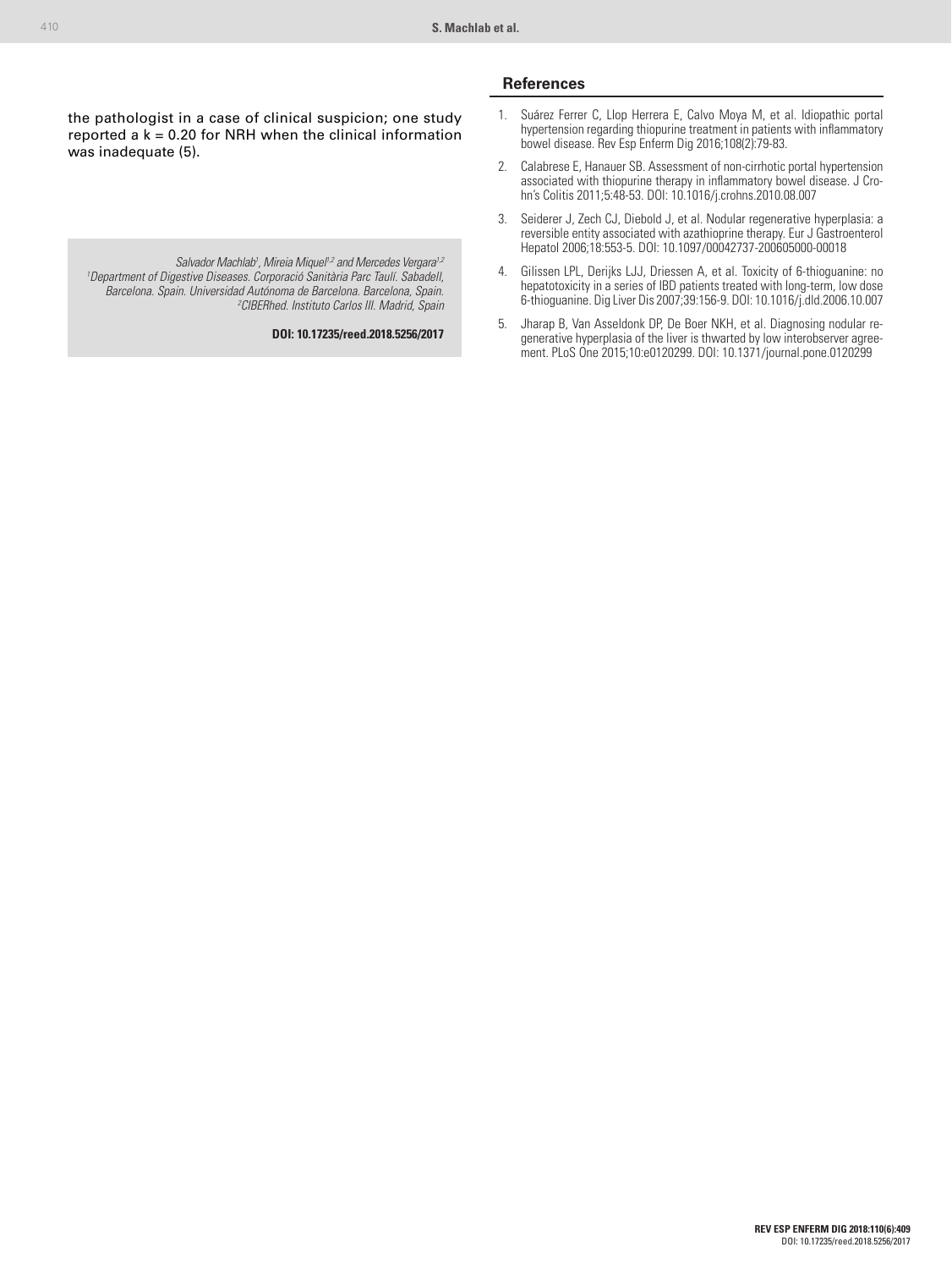the pathologist in a case of clinical suspicion; one study reported a k = 0.20 for NRH when the clinical information was inadequate (5).

*Salvador Machlab[1], Mireia Miquel[1,2] and Mercedes Vergara[1,2]*
*[1]Department of Digestive Diseases. Corporació Sanitària Parc Taulí. Sabadell, Barcelona. Spain. Universidad Autónoma de Barcelona. Barcelona, Spain.*
*[2]CIBERhed. Instituto Carlos III. Madrid, Spain*

**DOI: 10.17235/reed.2018.5256/2017**

## References

1. Suárez Ferrer C, Llop Herrera E, Calvo Moya M, et al. Idiopathic portal hypertension regarding thiopurine treatment in patients with inflammatory bowel disease. Rev Esp Enferm Dig 2016;108(2):79-83.
2. Calabrese E, Hanauer SB. Assessment of non-cirrhotic portal hypertension associated with thiopurine therapy in inflammatory bowel disease. J Crohn's Colitis 2011;5:48-53. DOI: 10.1016/j.crohns.2010.08.007
3. Seiderer J, Zech CJ, Diebold J, et al. Nodular regenerative hyperplasia: a reversible entity associated with azathioprine therapy. Eur J Gastroenterol Hepatol 2006;18:553-5. DOI: 10.1097/00042737-200605000-00018
4. Gilissen LPL, Derijks LJJ, Driessen A, et al. Toxicity of 6-thioguanine: no hepatotoxicity in a series of IBD patients treated with long-term, low dose 6-thioguanine. Dig Liver Dis 2007;39:156-9. DOI: 10.1016/j.dld.2006.10.007
5. Jharap B, Van Asseldonk DP, De Boer NKH, et al. Diagnosing nodular regenerative hyperplasia of the liver is thwarted by low interobserver agreement. PLoS One 2015;10:e0120299. DOI: 10.1371/journal.pone.0120299